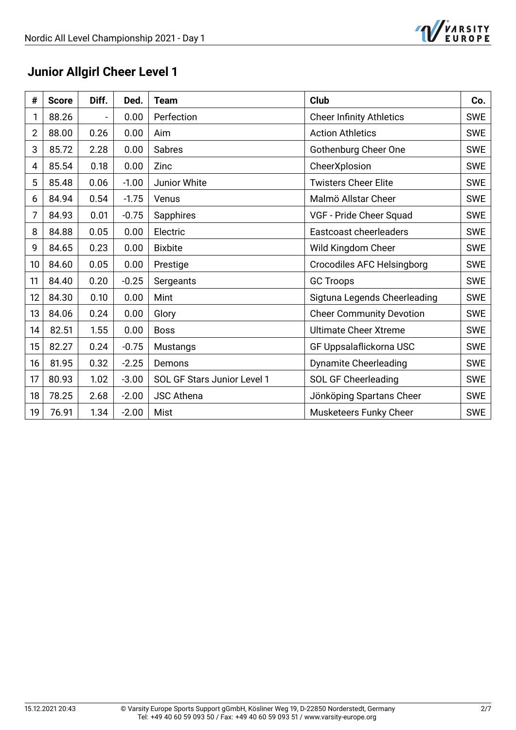## Junior Allgirl Cheer Level 1

| # | Score | Diff. | Ded. | Team | Club | Co. |
|---|---|---|---|---|---|---|
| 1 | 88.26 | - | 0.00 | Perfection | Cheer Infinity Athletics | SWE |
| 2 | 88.00 | 0.26 | 0.00 | Aim | Action Athletics | SWE |
| 3 | 85.72 | 2.28 | 0.00 | Sabres | Gothenburg Cheer One | SWE |
| 4 | 85.54 | 0.18 | 0.00 | Zinc | CheerXplosion | SWE |
| 5 | 85.48 | 0.06 | -1.00 | Junior White | Twisters Cheer Elite | SWE |
| 6 | 84.94 | 0.54 | -1.75 | Venus | Malmö Allstar Cheer | SWE |
| 7 | 84.93 | 0.01 | -0.75 | Sapphires | VGF - Pride Cheer Squad | SWE |
| 8 | 84.88 | 0.05 | 0.00 | Electric | Eastcoast cheerleaders | SWE |
| 9 | 84.65 | 0.23 | 0.00 | Bixbite | Wild Kingdom Cheer | SWE |
| 10 | 84.60 | 0.05 | 0.00 | Prestige | Crocodiles AFC Helsingborg | SWE |
| 11 | 84.40 | 0.20 | -0.25 | Sergeants | GC Troops | SWE |
| 12 | 84.30 | 0.10 | 0.00 | Mint | Sigtuna Legends Cheerleading | SWE |
| 13 | 84.06 | 0.24 | 0.00 | Glory | Cheer Community Devotion | SWE |
| 14 | 82.51 | 1.55 | 0.00 | Boss | Ultimate Cheer Xtreme | SWE |
| 15 | 82.27 | 0.24 | -0.75 | Mustangs | GF Uppsalaflickorna USC | SWE |
| 16 | 81.95 | 0.32 | -2.25 | Demons | Dynamite Cheerleading | SWE |
| 17 | 80.93 | 1.02 | -3.00 | SOL GF Stars Junior Level 1 | SOL GF Cheerleading | SWE |
| 18 | 78.25 | 2.68 | -2.00 | JSC Athena | Jönköping Spartans Cheer | SWE |
| 19 | 76.91 | 1.34 | -2.00 | Mist | Musketeers Funky Cheer | SWE |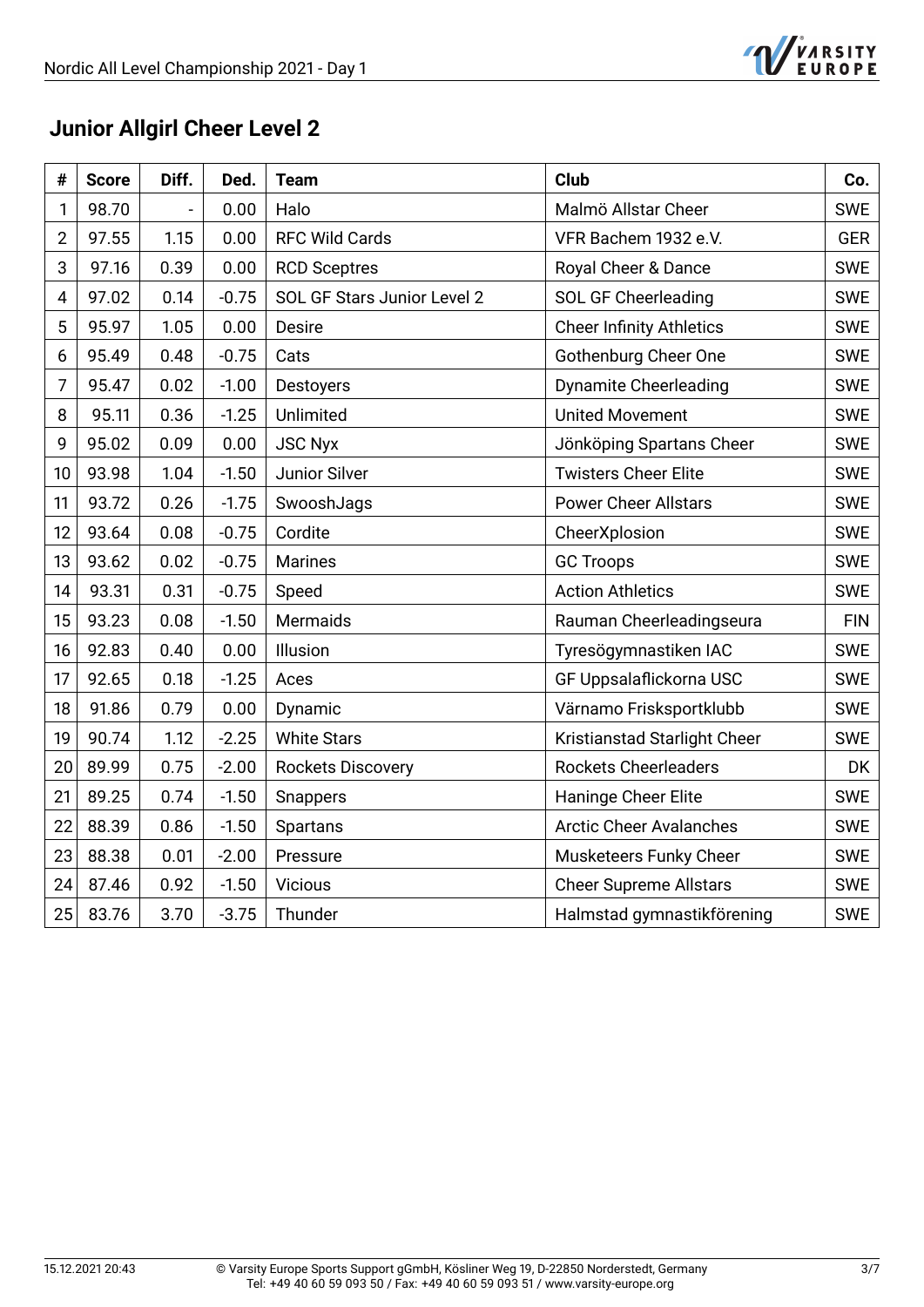## Junior Allgirl Cheer Level 2

| # | Score | Diff. | Ded. | Team | Club | Co. |
|---|---|---|---|---|---|---|
| 1 | 98.70 | - | 0.00 | Halo | Malmö Allstar Cheer | SWE |
| 2 | 97.55 | 1.15 | 0.00 | RFC Wild Cards | VFR Bachem 1932 e.V. | GER |
| 3 | 97.16 | 0.39 | 0.00 | RCD Sceptres | Royal Cheer & Dance | SWE |
| 4 | 97.02 | 0.14 | -0.75 | SOL GF Stars Junior Level 2 | SOL GF Cheerleading | SWE |
| 5 | 95.97 | 1.05 | 0.00 | Desire | Cheer Infinity Athletics | SWE |
| 6 | 95.49 | 0.48 | -0.75 | Cats | Gothenburg Cheer One | SWE |
| 7 | 95.47 | 0.02 | -1.00 | Destoyers | Dynamite Cheerleading | SWE |
| 8 | 95.11 | 0.36 | -1.25 | Unlimited | United Movement | SWE |
| 9 | 95.02 | 0.09 | 0.00 | JSC Nyx | Jönköping Spartans Cheer | SWE |
| 10 | 93.98 | 1.04 | -1.50 | Junior Silver | Twisters Cheer Elite | SWE |
| 11 | 93.72 | 0.26 | -1.75 | SwooshJags | Power Cheer Allstars | SWE |
| 12 | 93.64 | 0.08 | -0.75 | Cordite | CheerXplosion | SWE |
| 13 | 93.62 | 0.02 | -0.75 | Marines | GC Troops | SWE |
| 14 | 93.31 | 0.31 | -0.75 | Speed | Action Athletics | SWE |
| 15 | 93.23 | 0.08 | -1.50 | Mermaids | Rauman Cheerleadingseura | FIN |
| 16 | 92.83 | 0.40 | 0.00 | Illusion | Tyresögymnastiken IAC | SWE |
| 17 | 92.65 | 0.18 | -1.25 | Aces | GF Uppsalaflickorna USC | SWE |
| 18 | 91.86 | 0.79 | 0.00 | Dynamic | Värnamo Frisksportklubb | SWE |
| 19 | 90.74 | 1.12 | -2.25 | White Stars | Kristianstad Starlight Cheer | SWE |
| 20 | 89.99 | 0.75 | -2.00 | Rockets Discovery | Rockets Cheerleaders | DK |
| 21 | 89.25 | 0.74 | -1.50 | Snappers | Haninge Cheer Elite | SWE |
| 22 | 88.39 | 0.86 | -1.50 | Spartans | Arctic Cheer Avalanches | SWE |
| 23 | 88.38 | 0.01 | -2.00 | Pressure | Musketeers Funky Cheer | SWE |
| 24 | 87.46 | 0.92 | -1.50 | Vicious | Cheer Supreme Allstars | SWE |
| 25 | 83.76 | 3.70 | -3.75 | Thunder | Halmstad gymnastikförening | SWE |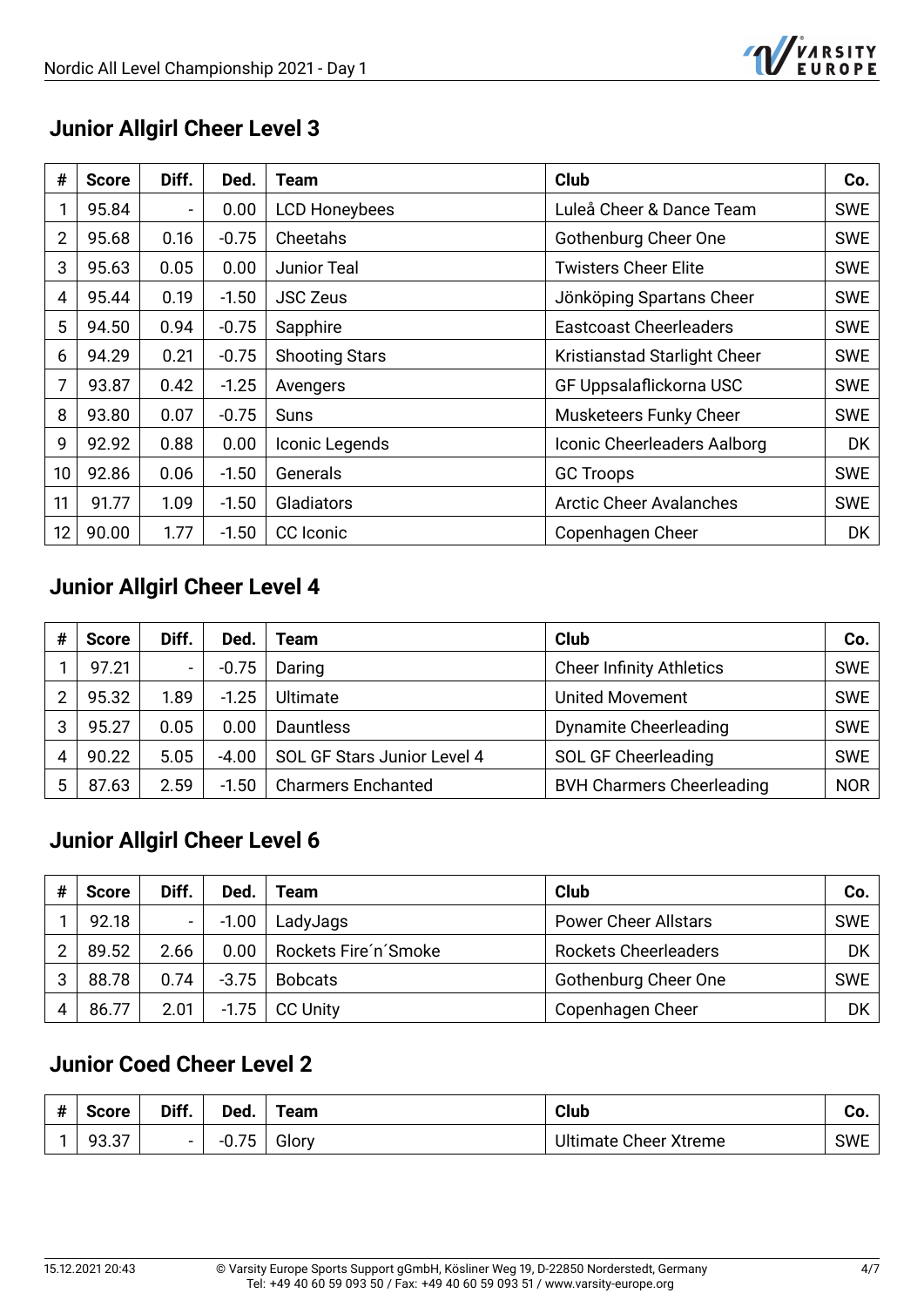## Junior Allgirl Cheer Level 3

| # | Score | Diff. | Ded. | Team | Club | Co. |
|---|---|---|---|---|---|---|
| 1 | 95.84 | - | 0.00 | LCD Honeybees | Luleå Cheer & Dance Team | SWE |
| 2 | 95.68 | 0.16 | -0.75 | Cheetahs | Gothenburg Cheer One | SWE |
| 3 | 95.63 | 0.05 | 0.00 | Junior Teal | Twisters Cheer Elite | SWE |
| 4 | 95.44 | 0.19 | -1.50 | JSC Zeus | Jönköping Spartans Cheer | SWE |
| 5 | 94.50 | 0.94 | -0.75 | Sapphire | Eastcoast Cheerleaders | SWE |
| 6 | 94.29 | 0.21 | -0.75 | Shooting Stars | Kristianstad Starlight Cheer | SWE |
| 7 | 93.87 | 0.42 | -1.25 | Avengers | GF Uppsalaflickorna USC | SWE |
| 8 | 93.80 | 0.07 | -0.75 | Suns | Musketeers Funky Cheer | SWE |
| 9 | 92.92 | 0.88 | 0.00 | Iconic Legends | Iconic Cheerleaders Aalborg | DK |
| 10 | 92.86 | 0.06 | -1.50 | Generals | GC Troops | SWE |
| 11 | 91.77 | 1.09 | -1.50 | Gladiators | Arctic Cheer Avalanches | SWE |
| 12 | 90.00 | 1.77 | -1.50 | CC Iconic | Copenhagen Cheer | DK |

## Junior Allgirl Cheer Level 4

| # | Score | Diff. | Ded. | Team | Club | Co. |
|---|---|---|---|---|---|---|
| 1 | 97.21 | - | -0.75 | Daring | Cheer Infinity Athletics | SWE |
| 2 | 95.32 | 1.89 | -1.25 | Ultimate | United Movement | SWE |
| 3 | 95.27 | 0.05 | 0.00 | Dauntless | Dynamite Cheerleading | SWE |
| 4 | 90.22 | 5.05 | -4.00 | SOL GF Stars Junior Level 4 | SOL GF Cheerleading | SWE |
| 5 | 87.63 | 2.59 | -1.50 | Charmers Enchanted | BVH Charmers Cheerleading | NOR |

## Junior Allgirl Cheer Level 6

| # | Score | Diff. | Ded. | Team | Club | Co. |
|---|---|---|---|---|---|---|
| 1 | 92.18 | - | -1.00 | LadyJags | Power Cheer Allstars | SWE |
| 2 | 89.52 | 2.66 | 0.00 | Rockets Fire´n´Smoke | Rockets Cheerleaders | DK |
| 3 | 88.78 | 0.74 | -3.75 | Bobcats | Gothenburg Cheer One | SWE |
| 4 | 86.77 | 2.01 | -1.75 | CC Unity | Copenhagen Cheer | DK |

## Junior Coed Cheer Level 2

| # | Score | Diff. | Ded. | Team | Club | Co. |
|---|---|---|---|---|---|---|
| 1 | 93.37 | - | -0.75 | Glory | Ultimate Cheer Xtreme | SWE |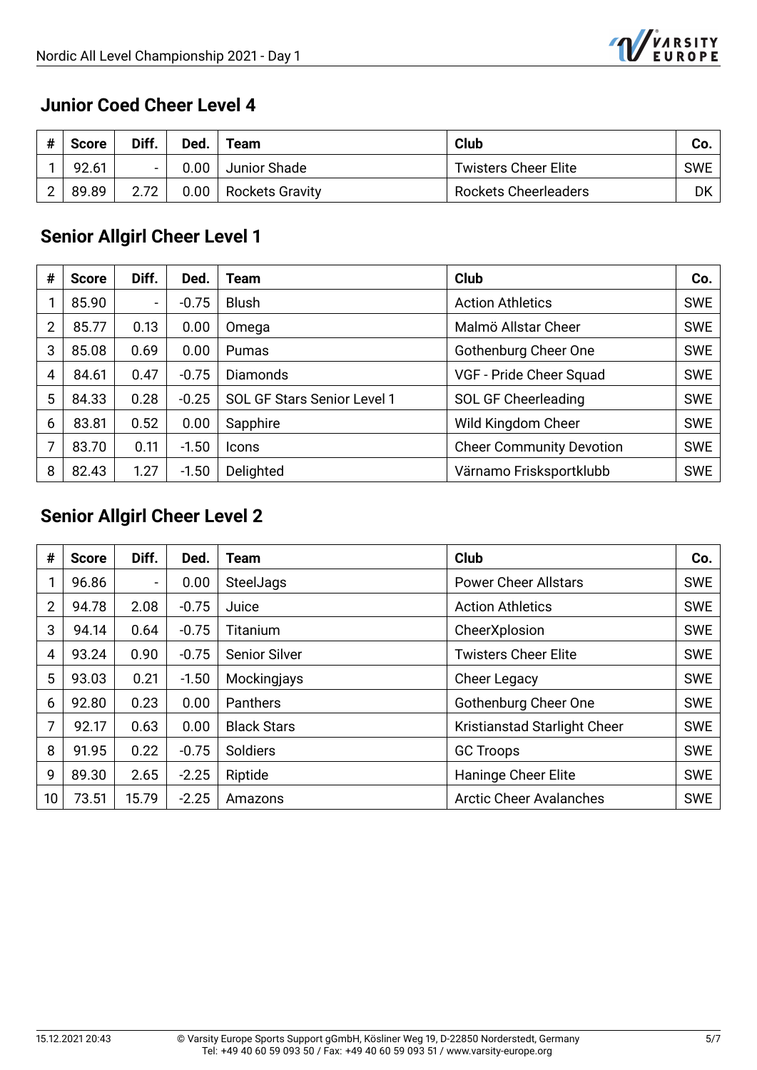## Junior Coed Cheer Level 4

| # | Score | Diff. | Ded. | Team | Club | Co. |
|---|---|---|---|---|---|---|
| 1 | 92.61 | - | 0.00 | Junior Shade | Twisters Cheer Elite | SWE |
| 2 | 89.89 | 2.72 | 0.00 | Rockets Gravity | Rockets Cheerleaders | DK |

## Senior Allgirl Cheer Level 1

| # | Score | Diff. | Ded. | Team | Club | Co. |
|---|---|---|---|---|---|---|
| 1 | 85.90 | - | -0.75 | Blush | Action Athletics | SWE |
| 2 | 85.77 | 0.13 | 0.00 | Omega | Malmö Allstar Cheer | SWE |
| 3 | 85.08 | 0.69 | 0.00 | Pumas | Gothenburg Cheer One | SWE |
| 4 | 84.61 | 0.47 | -0.75 | Diamonds | VGF - Pride Cheer Squad | SWE |
| 5 | 84.33 | 0.28 | -0.25 | SOL GF Stars Senior Level 1 | SOL GF Cheerleading | SWE |
| 6 | 83.81 | 0.52 | 0.00 | Sapphire | Wild Kingdom Cheer | SWE |
| 7 | 83.70 | 0.11 | -1.50 | Icons | Cheer Community Devotion | SWE |
| 8 | 82.43 | 1.27 | -1.50 | Delighted | Värnamo Frisksportklubb | SWE |

## Senior Allgirl Cheer Level 2

| # | Score | Diff. | Ded. | Team | Club | Co. |
|---|---|---|---|---|---|---|
| 1 | 96.86 | - | 0.00 | SteelJags | Power Cheer Allstars | SWE |
| 2 | 94.78 | 2.08 | -0.75 | Juice | Action Athletics | SWE |
| 3 | 94.14 | 0.64 | -0.75 | Titanium | CheerXplosion | SWE |
| 4 | 93.24 | 0.90 | -0.75 | Senior Silver | Twisters Cheer Elite | SWE |
| 5 | 93.03 | 0.21 | -1.50 | Mockingjays | Cheer Legacy | SWE |
| 6 | 92.80 | 0.23 | 0.00 | Panthers | Gothenburg Cheer One | SWE |
| 7 | 92.17 | 0.63 | 0.00 | Black Stars | Kristianstad Starlight Cheer | SWE |
| 8 | 91.95 | 0.22 | -0.75 | Soldiers | GC Troops | SWE |
| 9 | 89.30 | 2.65 | -2.25 | Riptide | Haninge Cheer Elite | SWE |
| 10 | 73.51 | 15.79 | -2.25 | Amazons | Arctic Cheer Avalanches | SWE |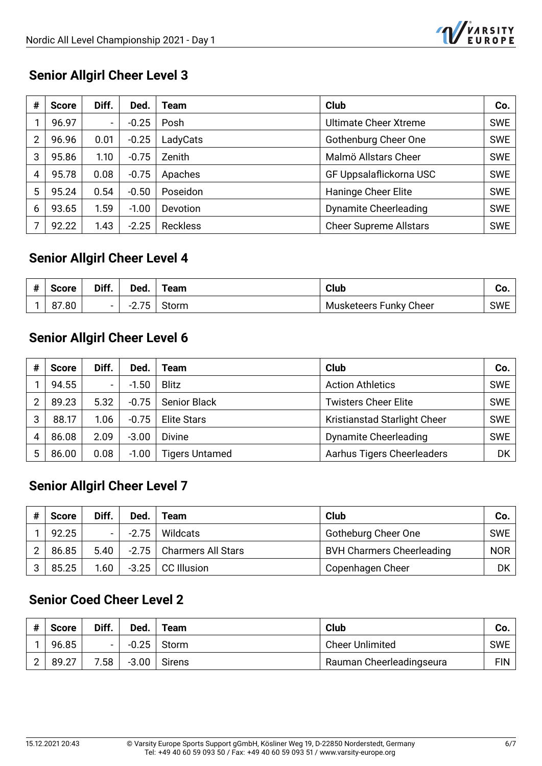## Senior Allgirl Cheer Level 3

| # | Score | Diff. | Ded. | Team | Club | Co. |
|---|---|---|---|---|---|---|
| 1 | 96.97 | - | -0.25 | Posh | Ultimate Cheer Xtreme | SWE |
| 2 | 96.96 | 0.01 | -0.25 | LadyCats | Gothenburg Cheer One | SWE |
| 3 | 95.86 | 1.10 | -0.75 | Zenith | Malmö Allstars Cheer | SWE |
| 4 | 95.78 | 0.08 | -0.75 | Apaches | GF Uppsalaflickorna USC | SWE |
| 5 | 95.24 | 0.54 | -0.50 | Poseidon | Haninge Cheer Elite | SWE |
| 6 | 93.65 | 1.59 | -1.00 | Devotion | Dynamite Cheerleading | SWE |
| 7 | 92.22 | 1.43 | -2.25 | Reckless | Cheer Supreme Allstars | SWE |

## Senior Allgirl Cheer Level 4

| # | Score | Diff. | Ded. | Team | Club | Co. |
|---|---|---|---|---|---|---|
| 1 | 87.80 | - | -2.75 | Storm | Musketeers Funky Cheer | SWE |

## Senior Allgirl Cheer Level 6

| # | Score | Diff. | Ded. | Team | Club | Co. |
|---|---|---|---|---|---|---|
| 1 | 94.55 | - | -1.50 | Blitz | Action Athletics | SWE |
| 2 | 89.23 | 5.32 | -0.75 | Senior Black | Twisters Cheer Elite | SWE |
| 3 | 88.17 | 1.06 | -0.75 | Elite Stars | Kristianstad Starlight Cheer | SWE |
| 4 | 86.08 | 2.09 | -3.00 | Divine | Dynamite Cheerleading | SWE |
| 5 | 86.00 | 0.08 | -1.00 | Tigers Untamed | Aarhus Tigers Cheerleaders | DK |

## Senior Allgirl Cheer Level 7

| # | Score | Diff. | Ded. | Team | Club | Co. |
|---|---|---|---|---|---|---|
| 1 | 92.25 | - | -2.75 | Wildcats | Gotheburg Cheer One | SWE |
| 2 | 86.85 | 5.40 | -2.75 | Charmers All Stars | BVH Charmers Cheerleading | NOR |
| 3 | 85.25 | 1.60 | -3.25 | CC Illusion | Copenhagen Cheer | DK |

## Senior Coed Cheer Level 2

| # | Score | Diff. | Ded. | Team | Club | Co. |
|---|---|---|---|---|---|---|
| 1 | 96.85 | - | -0.25 | Storm | Cheer Unlimited | SWE |
| 2 | 89.27 | 7.58 | -3.00 | Sirens | Rauman Cheerleadingseura | FIN |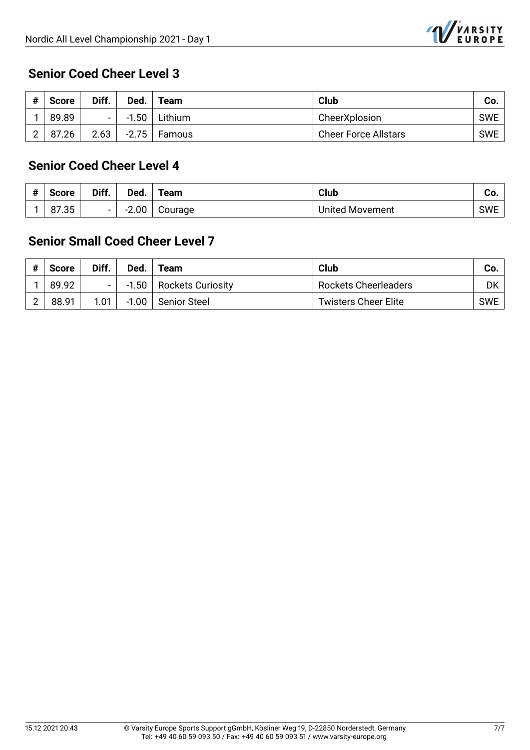## Senior Coed Cheer Level 3

| # | Score | Diff. | Ded. | Team | Club | Co. |
|---|---|---|---|---|---|---|
| 1 | 89.89 | - | -1.50 | Lithium | CheerXplosion | SWE |
| 2 | 87.26 | 2.63 | -2.75 | Famous | Cheer Force Allstars | SWE |

## Senior Coed Cheer Level 4

| # | Score | Diff. | Ded. | Team | Club | Co. |
|---|---|---|---|---|---|---|
| 1 | 87.35 | - | -2.00 | Courage | United Movement | SWE |

## Senior Small Coed Cheer Level 7

| # | Score | Diff. | Ded. | Team | Club | Co. |
|---|---|---|---|---|---|---|
| 1 | 89.92 | - | -1.50 | Rockets Curiosity | Rockets Cheerleaders | DK |
| 2 | 88.91 | 1.01 | -1.00 | Senior Steel | Twisters Cheer Elite | SWE |